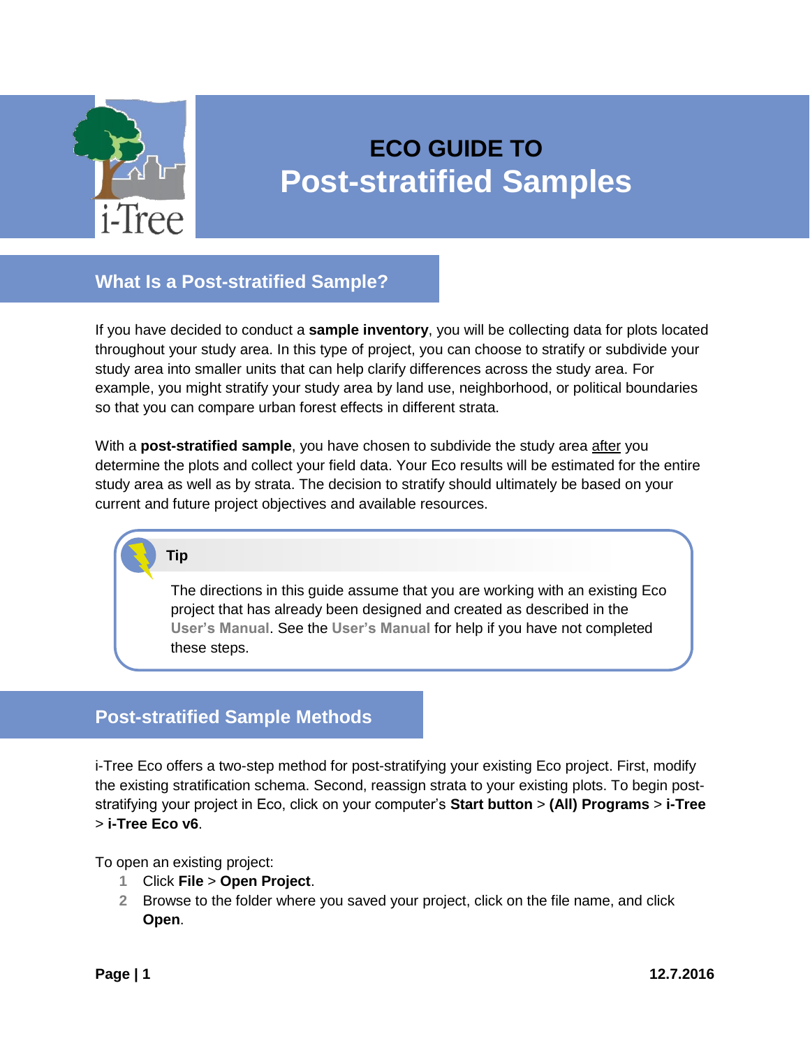# ECO GUIDE TO Post-stratified Samples

## What Is a Post-stratified Sample?

If you have decided to conduct a **sample inventory**, you will be collecting data for plots located throughout your study area. In this type of project, you can choose to stratify or subdivide your study area into smaller units that can help clarify differences across the study area. For example, you might stratify your study area by land use, neighborhood, or political boundaries so that you can compare urban forest effects in different strata.

With a **post-stratified sample**, you have chosen to subdivide the study area after you determine the plots and collect your field data. Your Eco results will be estimated for the entire study area as well as by strata. The decision to stratify should ultimately be based on your current and future project objectives and available resources.

> **Tip**
>
> The directions in this guide assume that you are working with an existing Eco project that has already been designed and created as described in the **User's Manual**. See the **User's Manual** for help if you have not completed these steps.

## Post-stratified Sample Methods

i-Tree Eco offers a two-step method for post-stratifying your existing Eco project. First, modify the existing stratification schema. Second, reassign strata to your existing plots. To begin post-stratifying your project in Eco, click on your computer's **Start button** > **(All) Programs** > **i-Tree** > **i-Tree Eco v6**.

To open an existing project:

1. Click **File** > **Open Project**.
2. Browse to the folder where you saved your project, click on the file name, and click **Open**.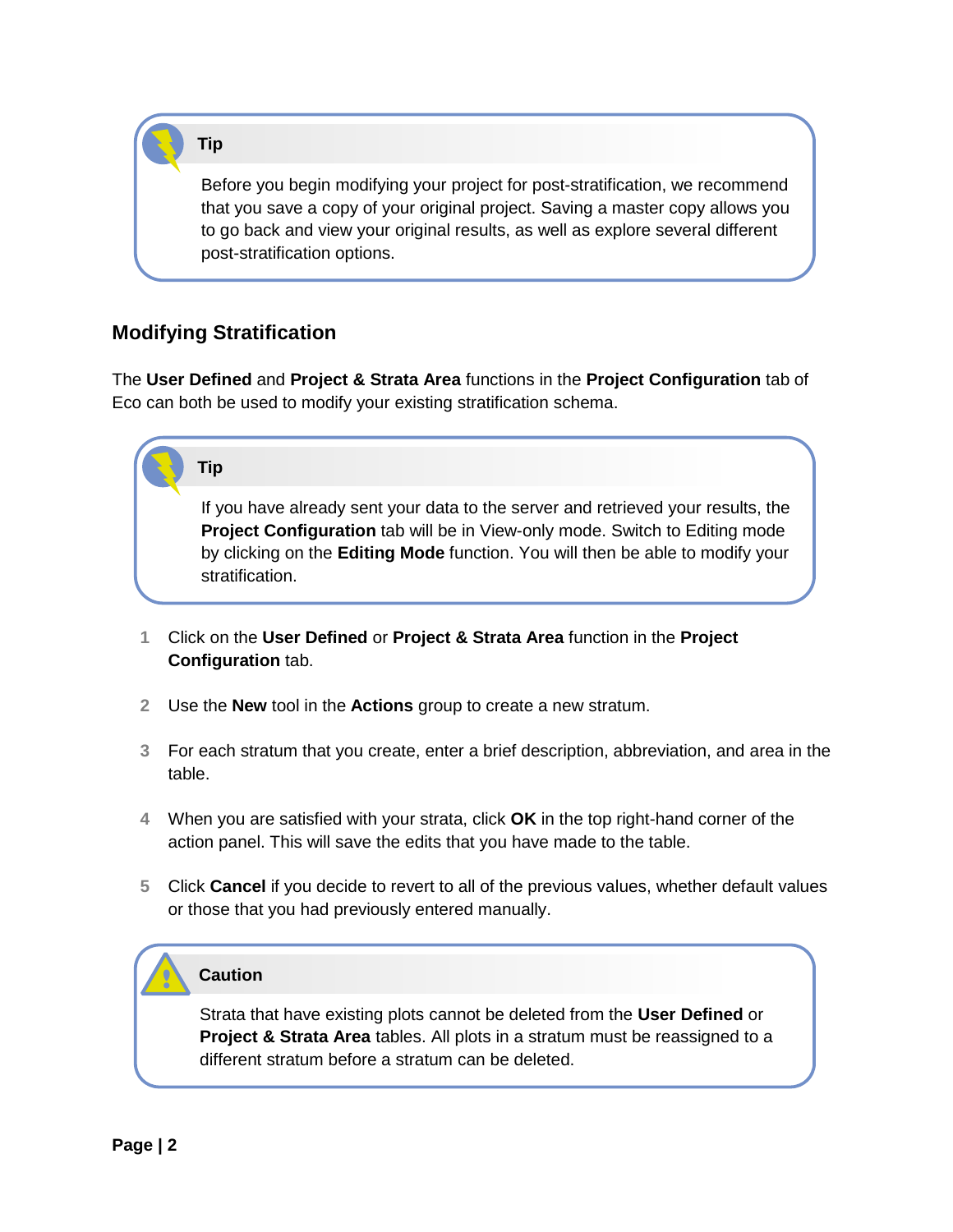> **Tip**
>
> Before you begin modifying your project for post-stratification, we recommend that you save a copy of your original project. Saving a master copy allows you to go back and view your original results, as well as explore several different post-stratification options.

## Modifying Stratification

The **User Defined** and **Project & Strata Area** functions in the **Project Configuration** tab of Eco can both be used to modify your existing stratification schema.

> **Tip**
>
> If you have already sent your data to the server and retrieved your results, the **Project Configuration** tab will be in View-only mode. Switch to Editing mode by clicking on the **Editing Mode** function. You will then be able to modify your stratification.

1. Click on the **User Defined** or **Project & Strata Area** function in the **Project Configuration** tab.
2. Use the **New** tool in the **Actions** group to create a new stratum.
3. For each stratum that you create, enter a brief description, abbreviation, and area in the table.
4. When you are satisfied with your strata, click **OK** in the top right-hand corner of the action panel. This will save the edits that you have made to the table.
5. Click **Cancel** if you decide to revert to all of the previous values, whether default values or those that you had previously entered manually.

> **Caution**
>
> Strata that have existing plots cannot be deleted from the **User Defined** or **Project & Strata Area** tables. All plots in a stratum must be reassigned to a different stratum before a stratum can be deleted.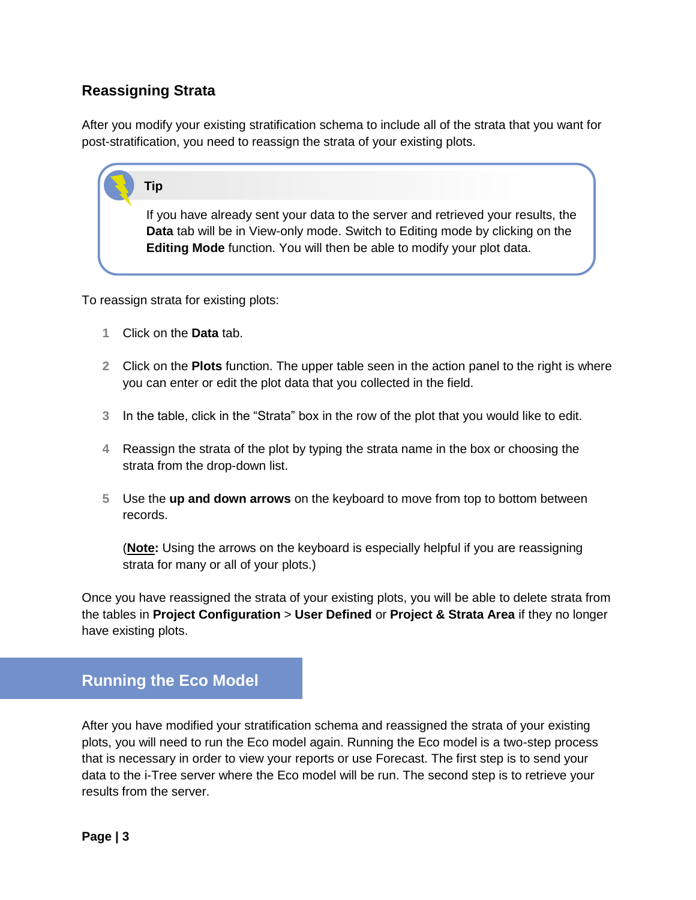### Reassigning Strata

After you modify your existing stratification schema to include all of the strata that you want for post-stratification, you need to reassign the strata of your existing plots.

> **Tip**
>
> If you have already sent your data to the server and retrieved your results, the **Data** tab will be in View-only mode. Switch to Editing mode by clicking on the **Editing Mode** function. You will then be able to modify your plot data.

To reassign strata for existing plots:

1. Click on the **Data** tab.
2. Click on the **Plots** function. The upper table seen in the action panel to the right is where you can enter or edit the plot data that you collected in the field.
3. In the table, click in the "Strata" box in the row of the plot that you would like to edit.
4. Reassign the strata of the plot by typing the strata name in the box or choosing the strata from the drop-down list.
5. Use the **up and down arrows** on the keyboard to move from top to bottom between records.

   (**Note:** Using the arrows on the keyboard is especially helpful if you are reassigning strata for many or all of your plots.)

Once you have reassigned the strata of your existing plots, you will be able to delete strata from the tables in **Project Configuration** > **User Defined** or **Project & Strata Area** if they no longer have existing plots.

## Running the Eco Model

After you have modified your stratification schema and reassigned the strata of your existing plots, you will need to run the Eco model again. Running the Eco model is a two-step process that is necessary in order to view your reports or use Forecast. The first step is to send your data to the i-Tree server where the Eco model will be run. The second step is to retrieve your results from the server.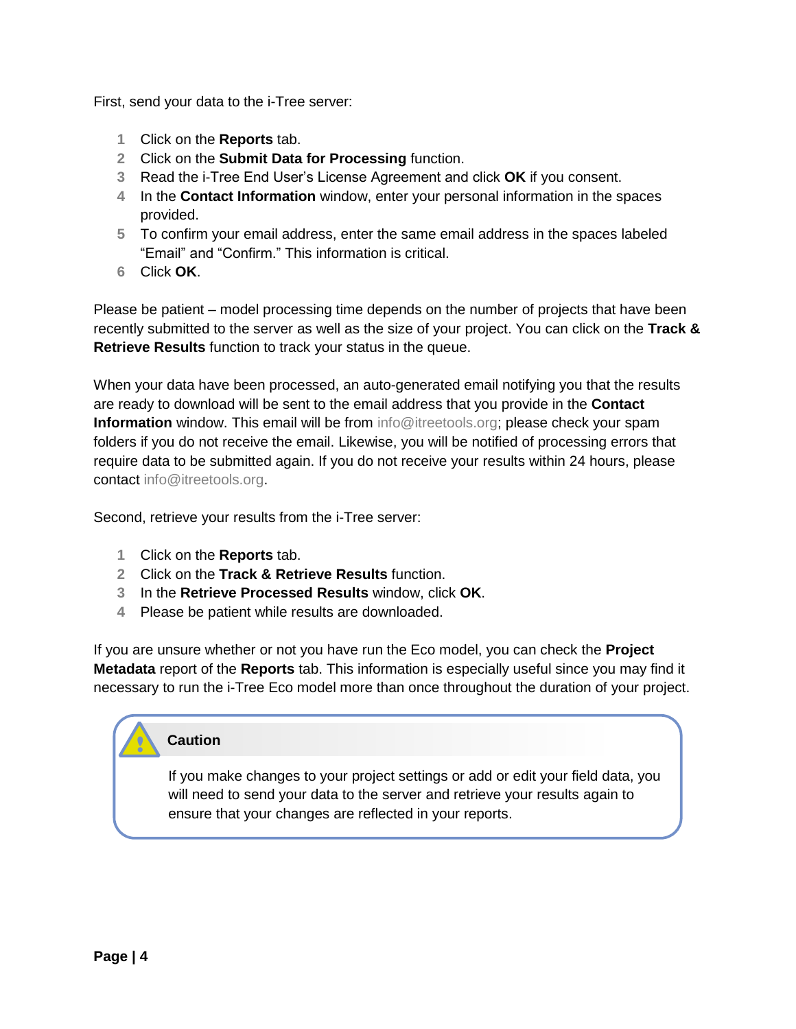First, send your data to the i-Tree server:

1. Click on the **Reports** tab.
2. Click on the **Submit Data for Processing** function.
3. Read the i-Tree End User's License Agreement and click **OK** if you consent.
4. In the **Contact Information** window, enter your personal information in the spaces provided.
5. To confirm your email address, enter the same email address in the spaces labeled "Email" and "Confirm." This information is critical.
6. Click **OK**.

Please be patient – model processing time depends on the number of projects that have been recently submitted to the server as well as the size of your project. You can click on the **Track & Retrieve Results** function to track your status in the queue.

When your data have been processed, an auto-generated email notifying you that the results are ready to download will be sent to the email address that you provide in the **Contact Information** window. This email will be from info@itreetools.org; please check your spam folders if you do not receive the email. Likewise, you will be notified of processing errors that require data to be submitted again. If you do not receive your results within 24 hours, please contact info@itreetools.org.

Second, retrieve your results from the i-Tree server:

1. Click on the **Reports** tab.
2. Click on the **Track & Retrieve Results** function.
3. In the **Retrieve Processed Results** window, click **OK**.
4. Please be patient while results are downloaded.

If you are unsure whether or not you have run the Eco model, you can check the **Project Metadata** report of the **Reports** tab. This information is especially useful since you may find it necessary to run the i-Tree Eco model more than once throughout the duration of your project.

> **Caution**
>
> If you make changes to your project settings or add or edit your field data, you will need to send your data to the server and retrieve your results again to ensure that your changes are reflected in your reports.